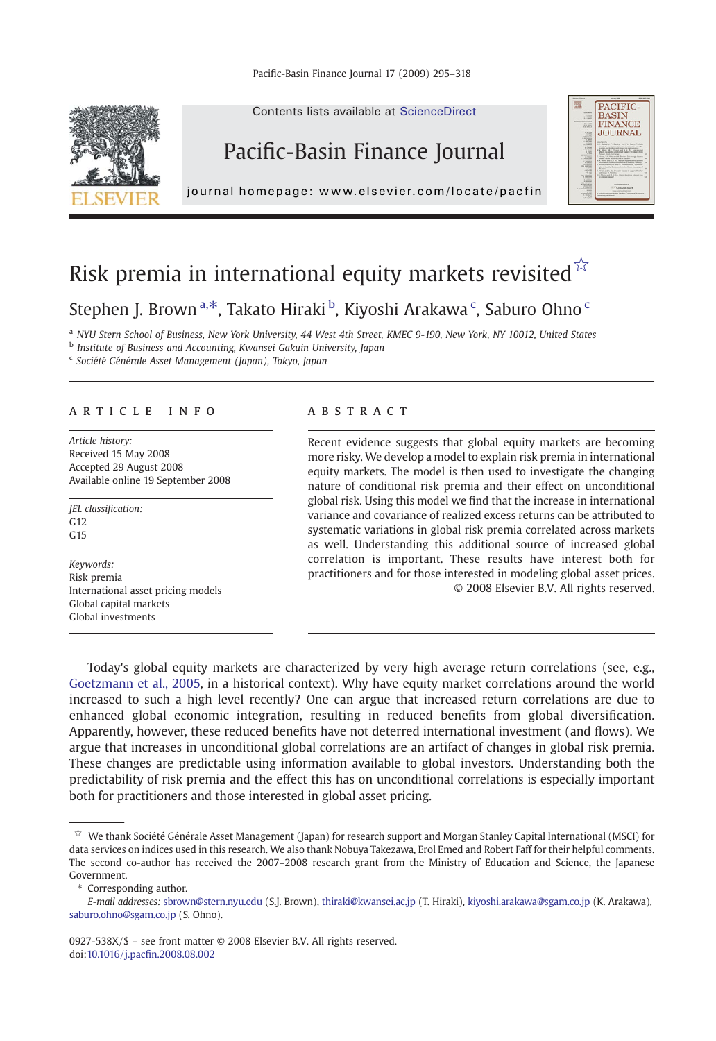Contents lists available at ScienceDirect

# Pacific-Basin Finance Journal

journal homepage: www.elsevier.com/locate/pacfin

# Risk premia in international equity markets revisited ☆

Stephen J. Brown [a,*], Takato Hiraki [b], Kiyoshi Arakawa [c], Saburo Ohno [c]

[a] NYU Stern School of Business, New York University, 44 West 4th Street, KMEC 9-190, New York, NY 10012, United States
[b] Institute of Business and Accounting, Kwansei Gakuin University, Japan
[c] Société Générale Asset Management (Japan), Tokyo, Japan

## ARTICLE INFO

*Article history:*
Received 15 May 2008
Accepted 29 August 2008
Available online 19 September 2008

*JEL classification:*
G12
G15

*Keywords:*
Risk premia
International asset pricing models
Global capital markets
Global investments

## ABSTRACT

Recent evidence suggests that global equity markets are becoming more risky. We develop a model to explain risk premia in international equity markets. The model is then used to investigate the changing nature of conditional risk premia and their effect on unconditional global risk. Using this model we find that the increase in international variance and covariance of realized excess returns can be attributed to systematic variations in global risk premia correlated across markets as well. Understanding this additional source of increased global correlation is important. These results have interest both for practitioners and for those interested in modeling global asset prices.

© 2008 Elsevier B.V. All rights reserved.

Today's global equity markets are characterized by very high average return correlations (see, e.g., Goetzmann et al., 2005, in a historical context). Why have equity market correlations around the world increased to such a high level recently? One can argue that increased return correlations are due to enhanced global economic integration, resulting in reduced benefits from global diversification. Apparently, however, these reduced benefits have not deterred international investment (and flows). We argue that increases in unconditional global correlations are an artifact of changes in global risk premia. These changes are predictable using information available to global investors. Understanding both the predictability of risk premia and the effect this has on unconditional correlations is especially important both for practitioners and those interested in global asset pricing.

☆ We thank Société Générale Asset Management (Japan) for research support and Morgan Stanley Capital International (MSCI) for data services on indices used in this research. We also thank Nobuya Takezawa, Erol Emed and Robert Faff for their helpful comments. The second co-author has received the 2007–2008 research grant from the Ministry of Education and Science, the Japanese Government.

\* Corresponding author.

*E-mail addresses:* sbrown@stern.nyu.edu (S.J. Brown), thiraki@kwansei.ac.jp (T. Hiraki), kiyoshi.arakawa@sgam.co.jp (K. Arakawa), saburo.ohno@sgam.co.jp (S. Ohno).

0927-538X/$ – see front matter © 2008 Elsevier B.V. All rights reserved.
doi:10.1016/j.pacfin.2008.08.002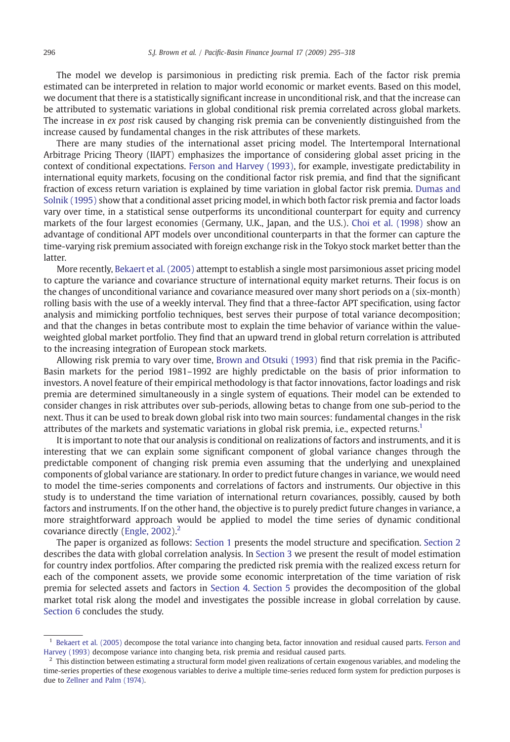The model we develop is parsimonious in predicting risk premia. Each of the factor risk premia estimated can be interpreted in relation to major world economic or market events. Based on this model, we document that there is a statistically significant increase in unconditional risk, and that the increase can be attributed to systematic variations in global conditional risk premia correlated across global markets. The increase in *ex post* risk caused by changing risk premia can be conveniently distinguished from the increase caused by fundamental changes in the risk attributes of these markets.

There are many studies of the international asset pricing model. The Intertemporal International Arbitrage Pricing Theory (IIAPT) emphasizes the importance of considering global asset pricing in the context of conditional expectations. Ferson and Harvey (1993), for example, investigate predictability in international equity markets, focusing on the conditional factor risk premia, and find that the significant fraction of excess return variation is explained by time variation in global factor risk premia. Dumas and Solnik (1995) show that a conditional asset pricing model, in which both factor risk premia and factor loads vary over time, in a statistical sense outperforms its unconditional counterpart for equity and currency markets of the four largest economies (Germany, U.K., Japan, and the U.S.). Choi et al. (1998) show an advantage of conditional APT models over unconditional counterparts in that the former can capture the time-varying risk premium associated with foreign exchange risk in the Tokyo stock market better than the latter.

More recently, Bekaert et al. (2005) attempt to establish a single most parsimonious asset pricing model to capture the variance and covariance structure of international equity market returns. Their focus is on the changes of unconditional variance and covariance measured over many short periods on a (six-month) rolling basis with the use of a weekly interval. They find that a three-factor APT specification, using factor analysis and mimicking portfolio techniques, best serves their purpose of total variance decomposition; and that the changes in betas contribute most to explain the time behavior of variance within the value-weighted global market portfolio. They find that an upward trend in global return correlation is attributed to the increasing integration of European stock markets.

Allowing risk premia to vary over time, Brown and Otsuki (1993) find that risk premia in the Pacific-Basin markets for the period 1981–1992 are highly predictable on the basis of prior information to investors. A novel feature of their empirical methodology is that factor innovations, factor loadings and risk premia are determined simultaneously in a single system of equations. Their model can be extended to consider changes in risk attributes over sub-periods, allowing betas to change from one sub-period to the next. Thus it can be used to break down global risk into two main sources: fundamental changes in the risk attributes of the markets and systematic variations in global risk premia, i.e., expected returns.[1]

It is important to note that our analysis is conditional on realizations of factors and instruments, and it is interesting that we can explain some significant component of global variance changes through the predictable component of changing risk premia even assuming that the underlying and unexplained components of global variance are stationary. In order to predict future changes in variance, we would need to model the time-series components and correlations of factors and instruments. Our objective in this study is to understand the time variation of international return covariances, possibly, caused by both factors and instruments. If on the other hand, the objective is to purely predict future changes in variance, a more straightforward approach would be applied to model the time series of dynamic conditional covariance directly (Engle, 2002).[2]

The paper is organized as follows: Section 1 presents the model structure and specification. Section 2 describes the data with global correlation analysis. In Section 3 we present the result of model estimation for country index portfolios. After comparing the predicted risk premia with the realized excess return for each of the component assets, we provide some economic interpretation of the time variation of risk premia for selected assets and factors in Section 4. Section 5 provides the decomposition of the global market total risk along the model and investigates the possible increase in global correlation by cause. Section 6 concludes the study.

---

[1] Bekaert et al. (2005) decompose the total variance into changing beta, factor innovation and residual caused parts. Ferson and Harvey (1993) decompose variance into changing beta, risk premia and residual caused parts.

[2] This distinction between estimating a structural form model given realizations of certain exogenous variables, and modeling the time-series properties of these exogenous variables to derive a multiple time-series reduced form system for prediction purposes is due to Zellner and Palm (1974).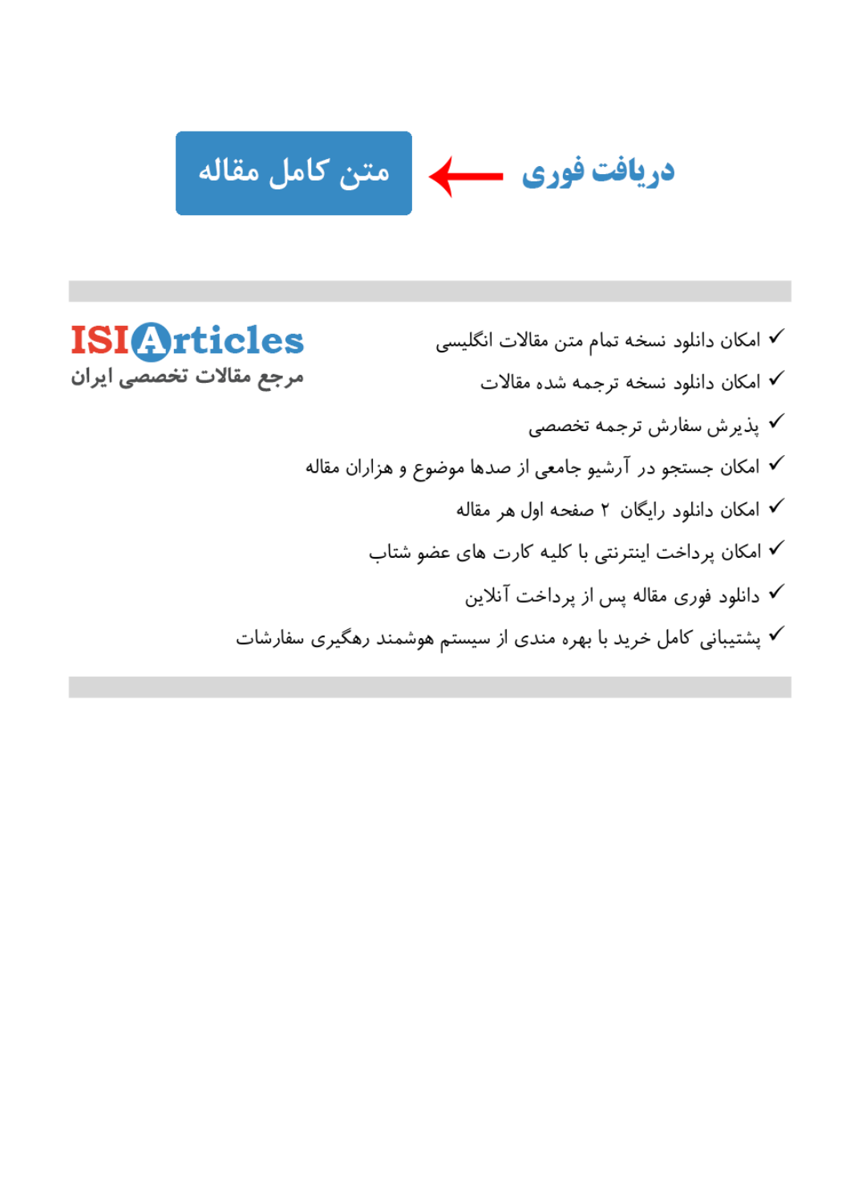دریافت فوری ← **متن کامل مقاله**

**ISIArticles**
مرجع مقالات تخصصی ایران

- ✓ امکان دانلود نسخه تمام متن مقالات انگلیسی
- ✓ امکان دانلود نسخه ترجمه شده مقالات
- ✓ پذیرش سفارش ترجمه تخصصی
- ✓ امکان جستجو در آرشیو جامعی از صدها موضوع و هزاران مقاله
- ✓ امکان دانلود رایگان ۲ صفحه اول هر مقاله
- ✓ امکان پرداخت اینترنتی با کلیه کارت های عضو شتاب
- ✓ دانلود فوری مقاله پس از پرداخت آنلاین
- ✓ پشتیبانی کامل خرید با بهره مندی از سیستم هوشمند رهگیری سفارشات